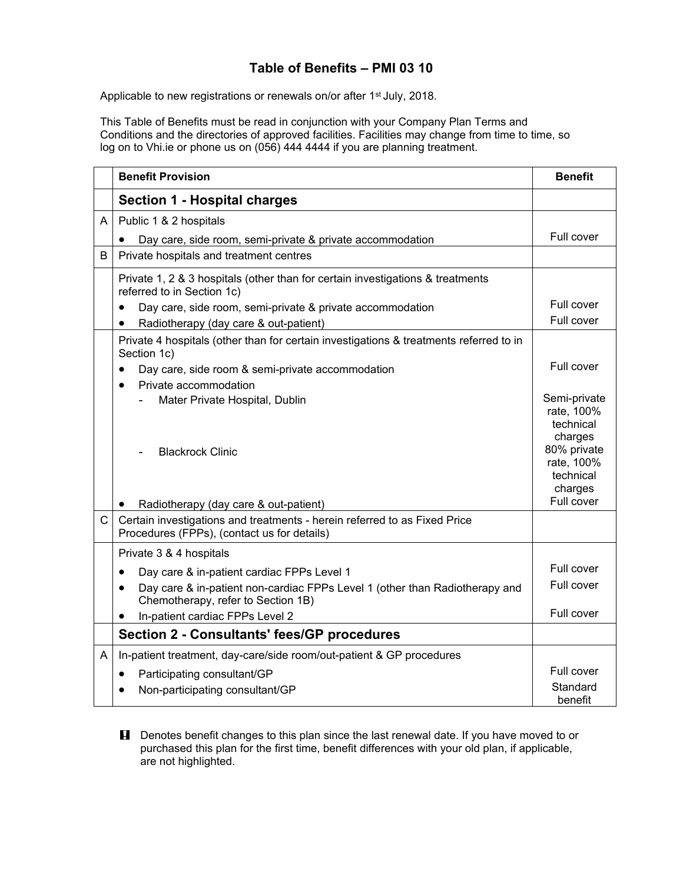# Table of Benefits – PMI 03 10

Applicable to new registrations or renewals on/or after 1st July, 2018.

This Table of Benefits must be read in conjunction with your Company Plan Terms and Conditions and the directories of approved facilities. Facilities may change from time to time, so log on to Vhi.ie or phone us on (056) 444 4444 if you are planning treatment.

| | Benefit Provision | Benefit |
|---|---|---|
| | **Section 1 - Hospital charges** | |
| A | Public 1 & 2 hospitals<br>• Day care, side room, semi-private & private accommodation | Full cover |
| B | Private hospitals and treatment centres | |
| | Private 1, 2 & 3 hospitals (other than for certain investigations & treatments referred to in Section 1c)<br>• Day care, side room, semi-private & private accommodation<br>• Radiotherapy (day care & out-patient) | <br>Full cover<br>Full cover |
| | Private 4 hospitals (other than for certain investigations & treatments referred to in Section 1c)<br>• Day care, side room & semi-private accommodation<br>• Private accommodation<br>- Mater Private Hospital, Dublin<br>- Blackrock Clinic<br>• Radiotherapy (day care & out-patient) | <br>Full cover<br><br>Semi-private rate, 100% technical charges<br>80% private rate, 100% technical charges<br>Full cover |
| C | Certain investigations and treatments - herein referred to as Fixed Price Procedures (FPPs), (contact us for details) | |
| | Private 3 & 4 hospitals<br>• Day care & in-patient cardiac FPPs Level 1<br>• Day care & in-patient non-cardiac FPPs Level 1 (other than Radiotherapy and Chemotherapy, refer to Section 1B)<br>• In-patient cardiac FPPs Level 2 | <br>Full cover<br>Full cover<br><br>Full cover |
| | **Section 2 - Consultants' fees/GP procedures** | |
| A | In-patient treatment, day-care/side room/out-patient & GP procedures<br>• Participating consultant/GP<br>• Non-participating consultant/GP | <br>Full cover<br>Standard benefit |

**!** Denotes benefit changes to this plan since the last renewal date. If you have moved to or purchased this plan for the first time, benefit differences with your old plan, if applicable, are not highlighted.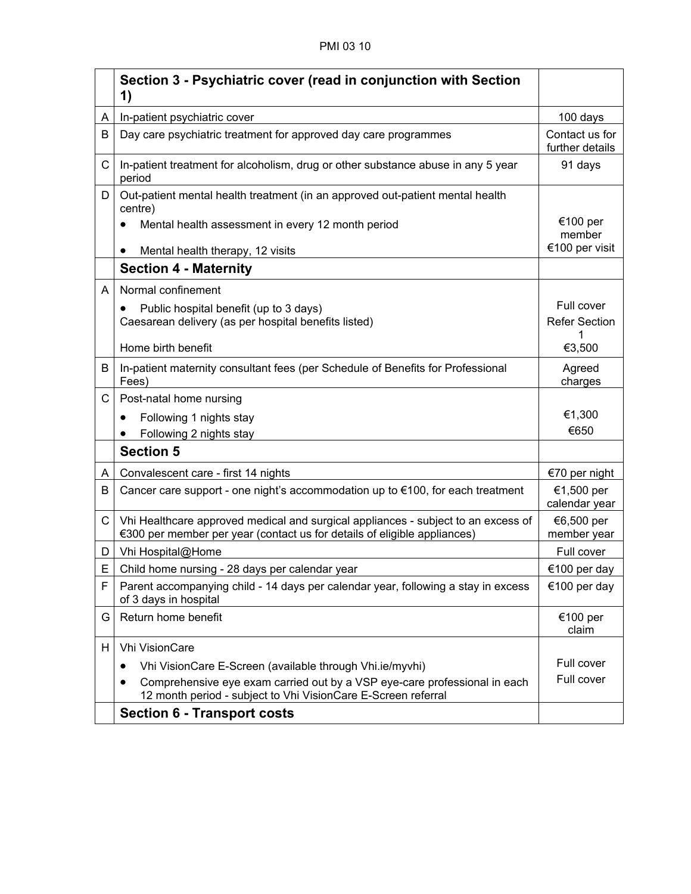| | Section 3 - Psychiatric cover (read in conjunction with Section 1) | |
|---|---|---|
| A | In-patient psychiatric cover | 100 days |
| B | Day care psychiatric treatment for approved day care programmes | Contact us for further details |
| C | In-patient treatment for alcoholism, drug or other substance abuse in any 5 year period | 91 days |
| D | Out-patient mental health treatment (in an approved out-patient mental health centre)<br>• Mental health assessment in every 12 month period<br>• Mental health therapy, 12 visits | <br>€100 per member<br>€100 per visit |
| | **Section 4 - Maternity** | |
| A | Normal confinement<br>• Public hospital benefit (up to 3 days)<br>Caesarean delivery (as per hospital benefits listed)<br>Home birth benefit | <br>Full cover<br>Refer Section 1<br>€3,500 |
| B | In-patient maternity consultant fees (per Schedule of Benefits for Professional Fees) | Agreed charges |
| C | Post-natal home nursing<br>• Following 1 nights stay<br>• Following 2 nights stay | <br>€1,300<br>€650 |
| | **Section 5** | |
| A | Convalescent care - first 14 nights | €70 per night |
| B | Cancer care support - one night's accommodation up to €100, for each treatment | €1,500 per calendar year |
| C | Vhi Healthcare approved medical and surgical appliances - subject to an excess of €300 per member per year (contact us for details of eligible appliances) | €6,500 per member year |
| D | Vhi Hospital@Home | Full cover |
| E | Child home nursing - 28 days per calendar year | €100 per day |
| F | Parent accompanying child - 14 days per calendar year, following a stay in excess of 3 days in hospital | €100 per day |
| G | Return home benefit | €100 per claim |
| H | Vhi VisionCare<br>• Vhi VisionCare E-Screen (available through Vhi.ie/myvhi)<br>• Comprehensive eye exam carried out by a VSP eye-care professional in each 12 month period - subject to Vhi VisionCare E-Screen referral | <br>Full cover<br>Full cover |
| | **Section 6 - Transport costs** | |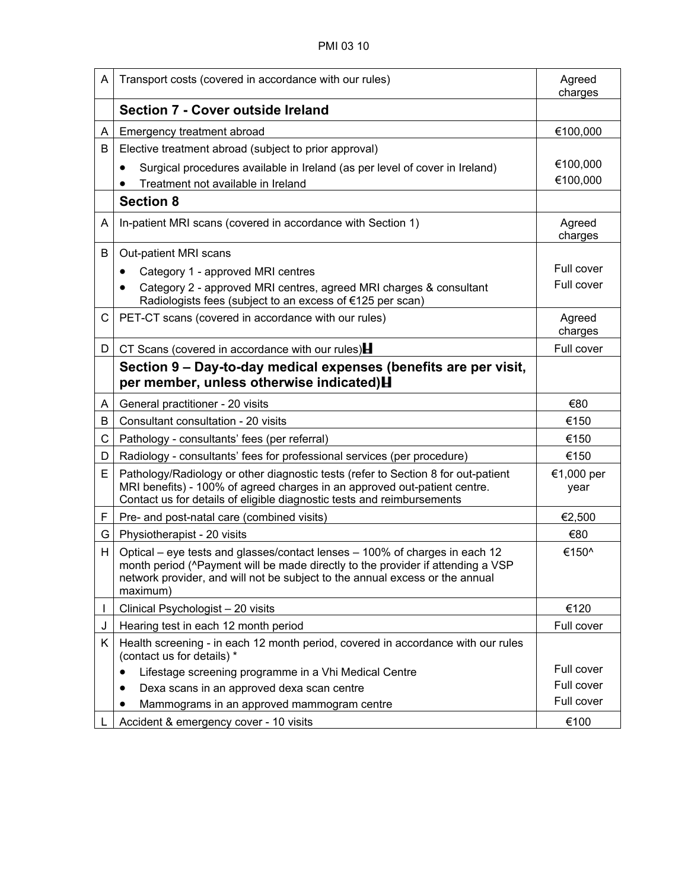| | | |
|---|---|---|
| A | Transport costs (covered in accordance with our rules) | Agreed charges |
| | **Section 7 - Cover outside Ireland** | |
| A | Emergency treatment abroad | €100,000 |
| B | Elective treatment abroad (subject to prior approval)<br>• Surgical procedures available in Ireland (as per level of cover in Ireland)<br>• Treatment not available in Ireland | <br>€100,000<br>€100,000 |
| | **Section 8** | |
| A | In-patient MRI scans (covered in accordance with Section 1) | Agreed charges |
| B | Out-patient MRI scans<br>• Category 1 - approved MRI centres<br>• Category 2 - approved MRI centres, agreed MRI charges & consultant Radiologists fees (subject to an excess of €125 per scan) | <br>Full cover<br>Full cover |
| C | PET-CT scans (covered in accordance with our rules) | Agreed charges |
| D | CT Scans (covered in accordance with our rules)H | Full cover |
| | **Section 9 – Day-to-day medical expenses (benefits are per visit, per member, unless otherwise indicated)H** | |
| A | General practitioner - 20 visits | €80 |
| B | Consultant consultation - 20 visits | €150 |
| C | Pathology - consultants' fees (per referral) | €150 |
| D | Radiology - consultants' fees for professional services (per procedure) | €150 |
| E | Pathology/Radiology or other diagnostic tests (refer to Section 8 for out-patient MRI benefits) - 100% of agreed charges in an approved out-patient centre. Contact us for details of eligible diagnostic tests and reimbursements | €1,000 per year |
| F | Pre- and post-natal care (combined visits) | €2,500 |
| G | Physiotherapist - 20 visits | €80 |
| H | Optical – eye tests and glasses/contact lenses – 100% of charges in each 12 month period (^Payment will be made directly to the provider if attending a VSP network provider, and will not be subject to the annual excess or the annual maximum) | €150^ |
| I | Clinical Psychologist – 20 visits | €120 |
| J | Hearing test in each 12 month period | Full cover |
| K | Health screening - in each 12 month period, covered in accordance with our rules (contact us for details) *<br>• Lifestage screening programme in a Vhi Medical Centre<br>• Dexa scans in an approved dexa scan centre<br>• Mammograms in an approved mammogram centre | <br>Full cover<br>Full cover<br>Full cover |
| L | Accident & emergency cover - 10 visits | €100 |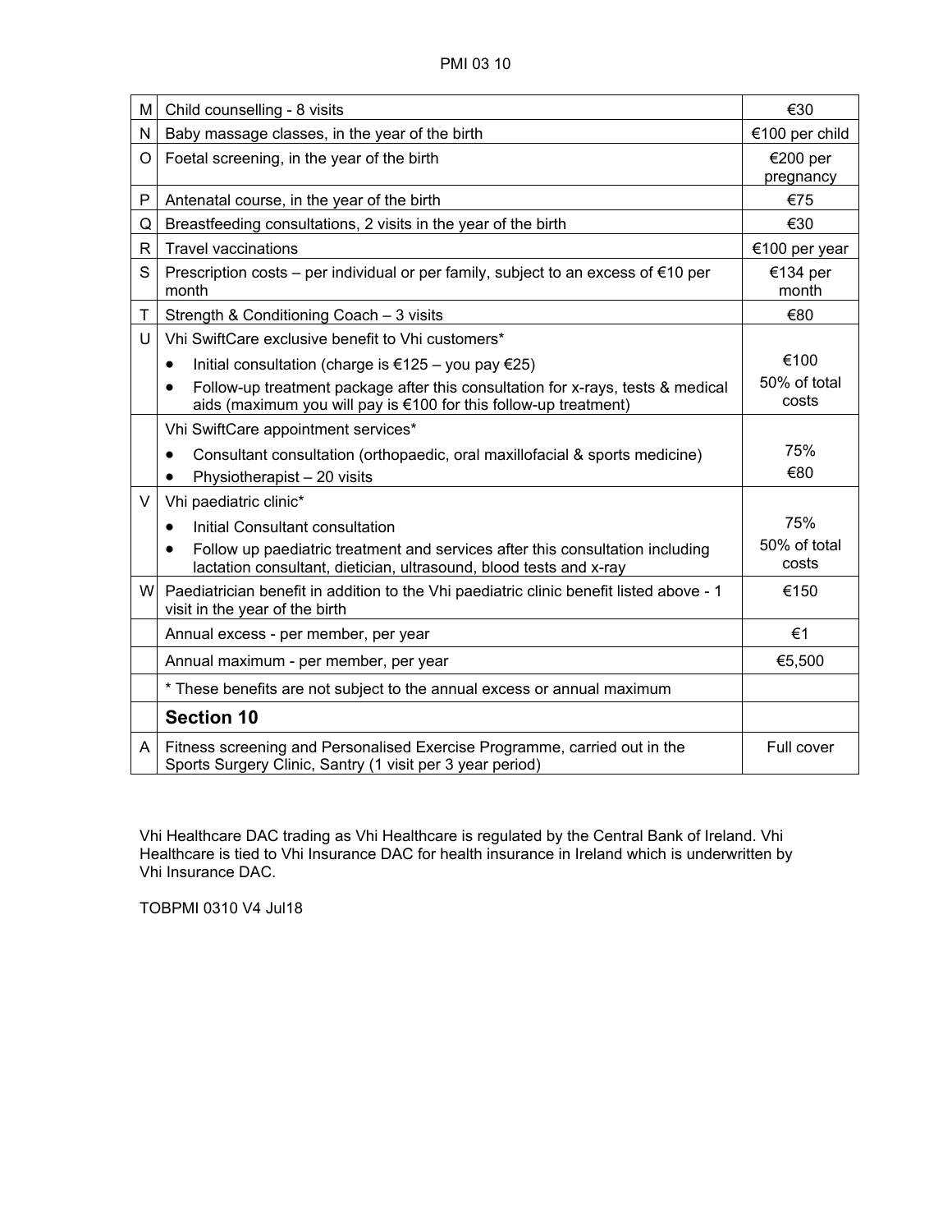| | | |
|---|---|---|
| M | Child counselling - 8 visits | €30 |
| N | Baby massage classes, in the year of the birth | €100 per child |
| O | Foetal screening, in the year of the birth | €200 per pregnancy |
| P | Antenatal course, in the year of the birth | €75 |
| Q | Breastfeeding consultations, 2 visits in the year of the birth | €30 |
| R | Travel vaccinations | €100 per year |
| S | Prescription costs – per individual or per family, subject to an excess of €10 per month | €134 per month |
| T | Strength & Conditioning Coach – 3 visits | €80 |
| U | Vhi SwiftCare exclusive benefit to Vhi customers*<br>• Initial consultation (charge is €125 – you pay €25)<br>• Follow-up treatment package after this consultation for x-rays, tests & medical aids (maximum you will pay is €100 for this follow-up treatment) | <br>€100<br>50% of total costs |
| | Vhi SwiftCare appointment services*<br>• Consultant consultation (orthopaedic, oral maxillofacial & sports medicine)<br>• Physiotherapist – 20 visits | <br>75%<br>€80 |
| V | Vhi paediatric clinic*<br>• Initial Consultant consultation<br>• Follow up paediatric treatment and services after this consultation including lactation consultant, dietician, ultrasound, blood tests and x-ray | <br>75%<br>50% of total costs |
| W | Paediatrician benefit in addition to the Vhi paediatric clinic benefit listed above - 1 visit in the year of the birth | €150 |
| | Annual excess - per member, per year | €1 |
| | Annual maximum - per member, per year | €5,500 |
| | * These benefits are not subject to the annual excess or annual maximum | |
| | **Section 10** | |
| A | Fitness screening and Personalised Exercise Programme, carried out in the Sports Surgery Clinic, Santry (1 visit per 3 year period) | Full cover |

Vhi Healthcare DAC trading as Vhi Healthcare is regulated by the Central Bank of Ireland. Vhi Healthcare is tied to Vhi Insurance DAC for health insurance in Ireland which is underwritten by Vhi Insurance DAC.

TOBPMI 0310 V4 Jul18